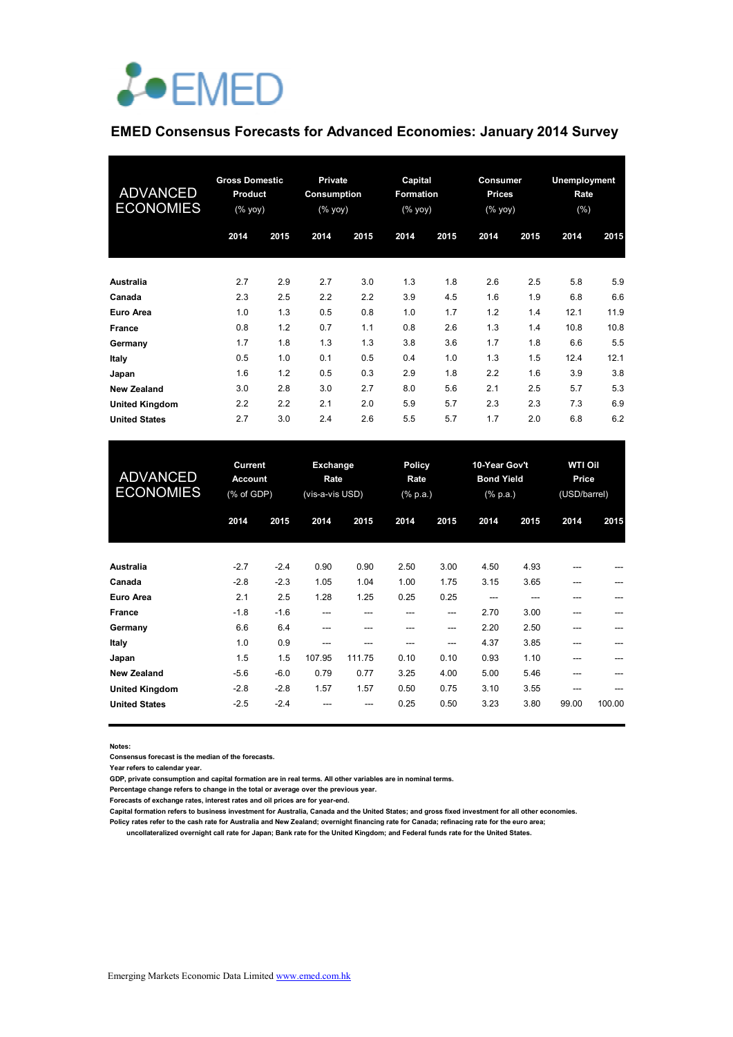EMED

# EMED Consensus Forecasts for Advanced Economies: January 2014 Survey

| ADVANCED ECONOMIES | Gross Domestic Product (% yoy) | | Private Consumption (% yoy) | | Capital Formation (% yoy) | | Consumer Prices (% yoy) | | Unemployment Rate (%) | |
|---|---|---|---|---|---|---|---|---|---|---|
| | 2014 | 2015 | 2014 | 2015 | 2014 | 2015 | 2014 | 2015 | 2014 | 2015 |
| **Australia** | 2.7 | 2.9 | 2.7 | 3.0 | 1.3 | 1.8 | 2.6 | 2.5 | 5.8 | 5.9 |
| **Canada** | 2.3 | 2.5 | 2.2 | 2.2 | 3.9 | 4.5 | 1.6 | 1.9 | 6.8 | 6.6 |
| **Euro Area** | 1.0 | 1.3 | 0.5 | 0.8 | 1.0 | 1.7 | 1.2 | 1.4 | 12.1 | 11.9 |
| **France** | 0.8 | 1.2 | 0.7 | 1.1 | 0.8 | 2.6 | 1.3 | 1.4 | 10.8 | 10.8 |
| **Germany** | 1.7 | 1.8 | 1.3 | 1.3 | 3.8 | 3.6 | 1.7 | 1.8 | 6.6 | 5.5 |
| **Italy** | 0.5 | 1.0 | 0.1 | 0.5 | 0.4 | 1.0 | 1.3 | 1.5 | 12.4 | 12.1 |
| **Japan** | 1.6 | 1.2 | 0.5 | 0.3 | 2.9 | 1.8 | 2.2 | 1.6 | 3.9 | 3.8 |
| **New Zealand** | 3.0 | 2.8 | 3.0 | 2.7 | 8.0 | 5.6 | 2.1 | 2.5 | 5.7 | 5.3 |
| **United Kingdom** | 2.2 | 2.2 | 2.1 | 2.0 | 5.9 | 5.7 | 2.3 | 2.3 | 7.3 | 6.9 |
| **United States** | 2.7 | 3.0 | 2.4 | 2.6 | 5.5 | 5.7 | 1.7 | 2.0 | 6.8 | 6.2 |

| ADVANCED ECONOMIES | Current Account (% of GDP) | | Exchange Rate (vis-a-vis USD) | | Policy Rate (% p.a.) | | 10-Year Gov't Bond Yield (% p.a.) | | WTI Oil Price (USD/barrel) | |
|---|---|---|---|---|---|---|---|---|---|---|
| | 2014 | 2015 | 2014 | 2015 | 2014 | 2015 | 2014 | 2015 | 2014 | 2015 |
| **Australia** | -2.7 | -2.4 | 0.90 | 0.90 | 2.50 | 3.00 | 4.50 | 4.93 | --- | --- |
| **Canada** | -2.8 | -2.3 | 1.05 | 1.04 | 1.00 | 1.75 | 3.15 | 3.65 | --- | --- |
| **Euro Area** | 2.1 | 2.5 | 1.28 | 1.25 | 0.25 | 0.25 | --- | --- | --- | --- |
| **France** | -1.8 | -1.6 | --- | --- | --- | --- | 2.70 | 3.00 | --- | --- |
| **Germany** | 6.6 | 6.4 | --- | --- | --- | --- | 2.20 | 2.50 | --- | --- |
| **Italy** | 1.0 | 0.9 | --- | --- | --- | --- | 4.37 | 3.85 | --- | --- |
| **Japan** | 1.5 | 1.5 | 107.95 | 111.75 | 0.10 | 0.10 | 0.93 | 1.10 | --- | --- |
| **New Zealand** | -5.6 | -6.0 | 0.79 | 0.77 | 3.25 | 4.00 | 5.00 | 5.46 | --- | --- |
| **United Kingdom** | -2.8 | -2.8 | 1.57 | 1.57 | 0.50 | 0.75 | 3.10 | 3.55 | --- | --- |
| **United States** | -2.5 | -2.4 | --- | --- | 0.25 | 0.50 | 3.23 | 3.80 | 99.00 | 100.00 |

**Notes:**
**Consensus forecast is the median of the forecasts.**
**Year refers to calendar year.**
**GDP, private consumption and capital formation are in real terms. All other variables are in nominal terms.**
**Percentage change refers to change in the total or average over the previous year.**
**Forecasts of exchange rates, interest rates and oil prices are for year-end.**
**Capital formation refers to business investment for Australia, Canada and the United States; and gross fixed investment for all other economies.**
**Policy rates refer to the cash rate for Australia and New Zealand; overnight financing rate for Canada; refinacing rate for the euro area; uncollateralized overnight call rate for Japan; Bank rate for the United Kingdom; and Federal funds rate for the United States.**

Emerging Markets Economic Data Limited www.emed.com.hk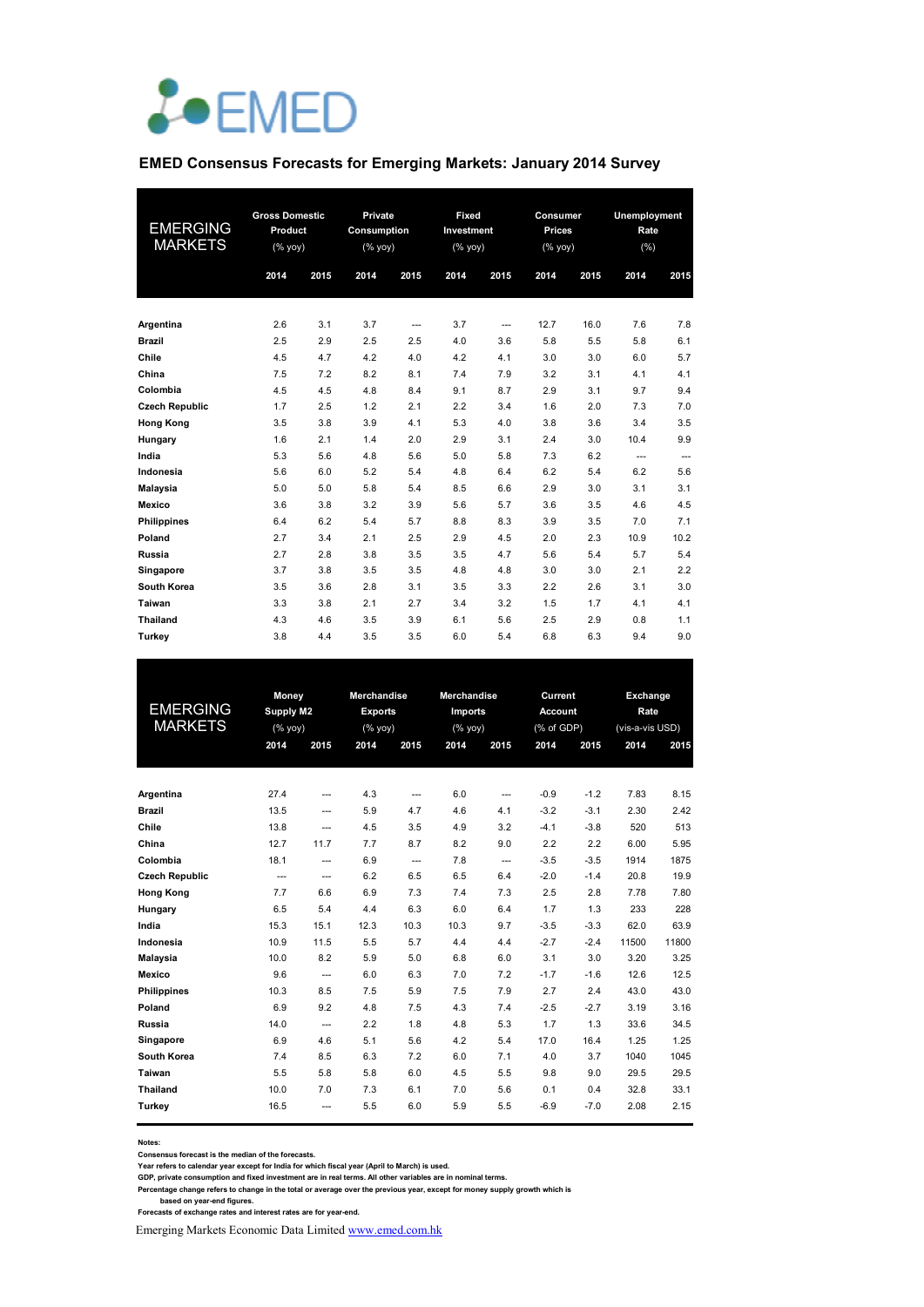# EMED

## EMED Consensus Forecasts for Emerging Markets: January 2014 Survey

| EMERGING MARKETS | Gross Domestic Product (% yoy) | | Private Consumption (% yoy) | | Fixed Investment (% yoy) | | Consumer Prices (% yoy) | | Unemployment Rate (%) | |
|---|---|---|---|---|---|---|---|---|---|---|
| | 2014 | 2015 | 2014 | 2015 | 2014 | 2015 | 2014 | 2015 | 2014 | 2015 |
| **Argentina** | 2.6 | 3.1 | 3.7 | --- | 3.7 | --- | 12.7 | 16.0 | 7.6 | 7.8 |
| **Brazil** | 2.5 | 2.9 | 2.5 | 2.5 | 4.0 | 3.6 | 5.8 | 5.5 | 5.8 | 6.1 |
| **Chile** | 4.5 | 4.7 | 4.2 | 4.0 | 4.2 | 4.1 | 3.0 | 3.0 | 6.0 | 5.7 |
| **China** | 7.5 | 7.2 | 8.2 | 8.1 | 7.4 | 7.9 | 3.2 | 3.1 | 4.1 | 4.1 |
| **Colombia** | 4.5 | 4.5 | 4.8 | 8.4 | 9.1 | 8.7 | 2.9 | 3.1 | 9.7 | 9.4 |
| **Czech Republic** | 1.7 | 2.5 | 1.2 | 2.1 | 2.2 | 3.4 | 1.6 | 2.0 | 7.3 | 7.0 |
| **Hong Kong** | 3.5 | 3.8 | 3.9 | 4.1 | 5.3 | 4.0 | 3.8 | 3.6 | 3.4 | 3.5 |
| **Hungary** | 1.6 | 2.1 | 1.4 | 2.0 | 2.9 | 3.1 | 2.4 | 3.0 | 10.4 | 9.9 |
| **India** | 5.3 | 5.6 | 4.8 | 5.6 | 5.0 | 5.8 | 7.3 | 6.2 | --- | --- |
| **Indonesia** | 5.6 | 6.0 | 5.2 | 5.4 | 4.8 | 6.4 | 6.2 | 5.4 | 6.2 | 5.6 |
| **Malaysia** | 5.0 | 5.0 | 5.8 | 5.4 | 8.5 | 6.6 | 2.9 | 3.0 | 3.1 | 3.1 |
| **Mexico** | 3.6 | 3.8 | 3.2 | 3.9 | 5.6 | 5.7 | 3.6 | 3.5 | 4.6 | 4.5 |
| **Philippines** | 6.4 | 6.2 | 5.4 | 5.7 | 8.8 | 8.3 | 3.9 | 3.5 | 7.0 | 7.1 |
| **Poland** | 2.7 | 3.4 | 2.1 | 2.5 | 2.9 | 4.5 | 2.0 | 2.3 | 10.9 | 10.2 |
| **Russia** | 2.7 | 2.8 | 3.8 | 3.5 | 3.5 | 4.7 | 5.6 | 5.4 | 5.7 | 5.4 |
| **Singapore** | 3.7 | 3.8 | 3.5 | 3.5 | 4.8 | 4.8 | 3.0 | 3.0 | 2.1 | 2.2 |
| **South Korea** | 3.5 | 3.6 | 2.8 | 3.1 | 3.5 | 3.3 | 2.2 | 2.6 | 3.1 | 3.0 |
| **Taiwan** | 3.3 | 3.8 | 2.1 | 2.7 | 3.4 | 3.2 | 1.5 | 1.7 | 4.1 | 4.1 |
| **Thailand** | 4.3 | 4.6 | 3.5 | 3.9 | 6.1 | 5.6 | 2.5 | 2.9 | 0.8 | 1.1 |
| **Turkey** | 3.8 | 4.4 | 3.5 | 3.5 | 6.0 | 5.4 | 6.8 | 6.3 | 9.4 | 9.0 |

| EMERGING MARKETS | Money Supply M2 (% yoy) | | Merchandise Exports (% yoy) | | Merchandise Imports (% yoy) | | Current Account (% of GDP) | | Exchange Rate (vis-a-vis USD) | |
|---|---|---|---|---|---|---|---|---|---|---|
| | 2014 | 2015 | 2014 | 2015 | 2014 | 2015 | 2014 | 2015 | 2014 | 2015 |
| **Argentina** | 27.4 | --- | 4.3 | --- | 6.0 | --- | -0.9 | -1.2 | 7.83 | 8.15 |
| **Brazil** | 13.5 | --- | 5.9 | 4.7 | 4.6 | 4.1 | -3.2 | -3.1 | 2.30 | 2.42 |
| **Chile** | 13.8 | --- | 4.5 | 3.5 | 4.9 | 3.2 | -4.1 | -3.8 | 520 | 513 |
| **China** | 12.7 | 11.7 | 7.7 | 8.7 | 8.2 | 9.0 | 2.2 | 2.2 | 6.00 | 5.95 |
| **Colombia** | 18.1 | --- | 6.9 | --- | 7.8 | --- | -3.5 | -3.5 | 1914 | 1875 |
| **Czech Republic** | --- | --- | 6.2 | 6.5 | 6.5 | 6.4 | -2.0 | -1.4 | 20.8 | 19.9 |
| **Hong Kong** | 7.7 | 6.6 | 6.9 | 7.3 | 7.4 | 7.3 | 2.5 | 2.8 | 7.78 | 7.80 |
| **Hungary** | 6.5 | 5.4 | 4.4 | 6.3 | 6.0 | 6.4 | 1.7 | 1.3 | 233 | 228 |
| **India** | 15.3 | 15.1 | 12.3 | 10.3 | 10.3 | 9.7 | -3.5 | -3.3 | 62.0 | 63.9 |
| **Indonesia** | 10.9 | 11.5 | 5.5 | 5.7 | 4.4 | 4.4 | -2.7 | -2.4 | 11500 | 11800 |
| **Malaysia** | 10.0 | 8.2 | 5.9 | 5.0 | 6.8 | 6.0 | 3.1 | 3.0 | 3.20 | 3.25 |
| **Mexico** | 9.6 | --- | 6.0 | 6.3 | 7.0 | 7.2 | -1.7 | -1.6 | 12.6 | 12.5 |
| **Philippines** | 10.3 | 8.5 | 7.5 | 5.9 | 7.5 | 7.9 | 2.7 | 2.4 | 43.0 | 43.0 |
| **Poland** | 6.9 | 9.2 | 4.8 | 7.5 | 4.3 | 7.4 | -2.5 | -2.7 | 3.19 | 3.16 |
| **Russia** | 14.0 | --- | 2.2 | 1.8 | 4.8 | 5.3 | 1.7 | 1.3 | 33.6 | 34.5 |
| **Singapore** | 6.9 | 4.6 | 5.1 | 5.6 | 4.2 | 5.4 | 17.0 | 16.4 | 1.25 | 1.25 |
| **South Korea** | 7.4 | 8.5 | 6.3 | 7.2 | 6.0 | 7.1 | 4.0 | 3.7 | 1040 | 1045 |
| **Taiwan** | 5.5 | 5.8 | 5.8 | 6.0 | 4.5 | 5.5 | 9.8 | 9.0 | 29.5 | 29.5 |
| **Thailand** | 10.0 | 7.0 | 7.3 | 6.1 | 7.0 | 5.6 | 0.1 | 0.4 | 32.8 | 33.1 |
| **Turkey** | 16.5 | --- | 5.5 | 6.0 | 5.9 | 5.5 | -6.9 | -7.0 | 2.08 | 2.15 |

**Notes:**
**Consensus forecast is the median of the forecasts.**
**Year refers to calendar year except for India for which fiscal year (April to March) is used.**
**GDP, private consumption and fixed investment are in real terms. All other variables are in nominal terms.**
**Percentage change refers to change in the total or average over the previous year, except for money supply growth which is based on year-end figures.**
**Forecasts of exchange rates and interest rates are for year-end.**

Emerging Markets Economic Data Limited [www.emed.com.hk](www.emed.com.hk)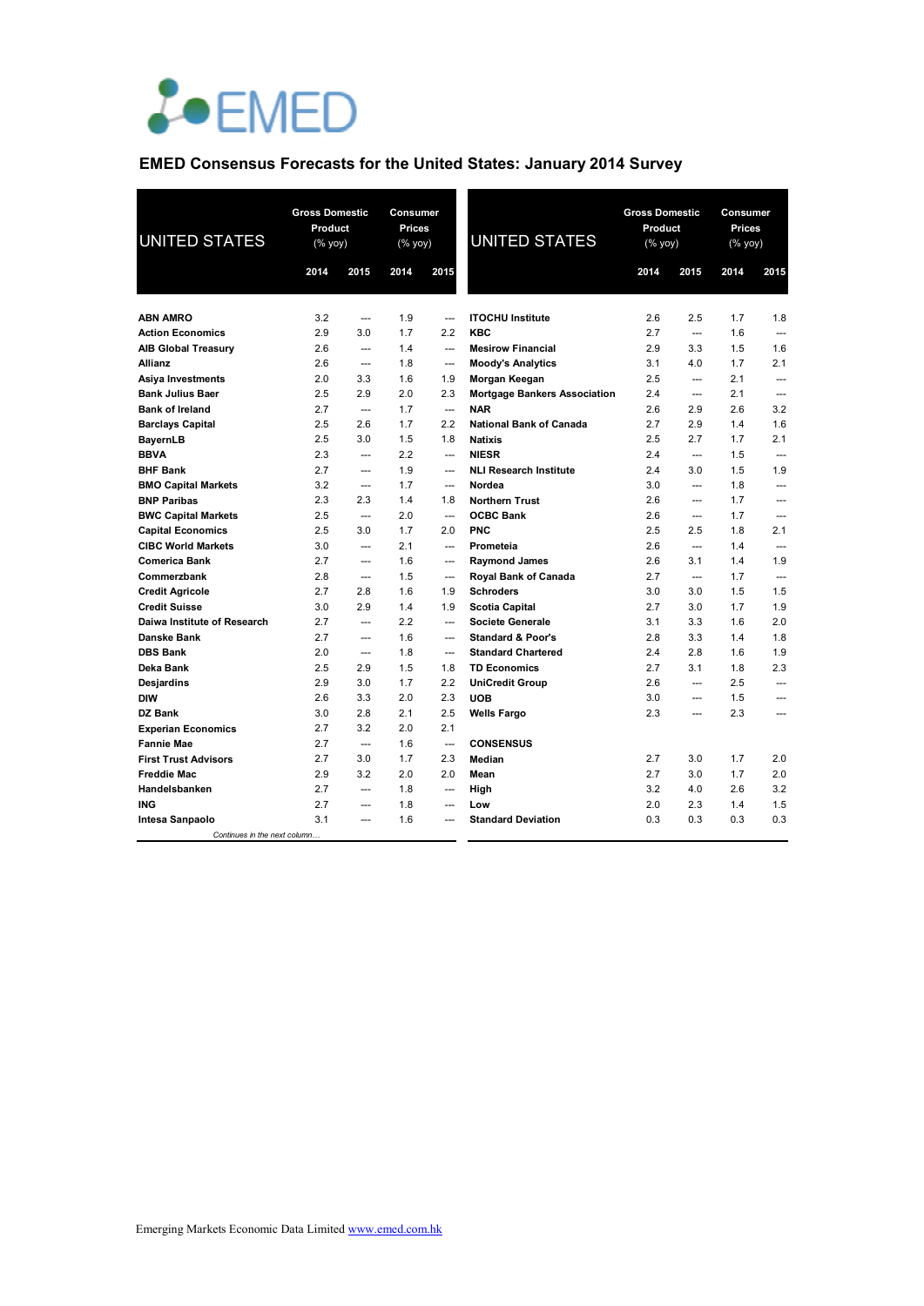EMED

## EMED Consensus Forecasts for the United States: January 2014 Survey

| UNITED STATES | Gross Domestic Product (% yoy) | | Consumer Prices (% yoy) | |
|---|---|---|---|---|
| | 2014 | 2015 | 2014 | 2015 |
| ABN AMRO | 3.2 | --- | 1.9 | --- |
| Action Economics | 2.9 | 3.0 | 1.7 | 2.2 |
| AIB Global Treasury | 2.6 | --- | 1.4 | --- |
| Allianz | 2.6 | --- | 1.8 | --- |
| Asiya Investments | 2.0 | 3.3 | 1.6 | 1.9 |
| Bank Julius Baer | 2.5 | 2.9 | 2.0 | 2.3 |
| Bank of Ireland | 2.7 | --- | 1.7 | --- |
| Barclays Capital | 2.5 | 2.6 | 1.7 | 2.2 |
| BayernLB | 2.5 | 3.0 | 1.5 | 1.8 |
| BBVA | 2.3 | --- | 2.2 | --- |
| BHF Bank | 2.7 | --- | 1.9 | --- |
| BMO Capital Markets | 3.2 | --- | 1.7 | --- |
| BNP Paribas | 2.3 | 2.3 | 1.4 | 1.8 |
| BWC Capital Markets | 2.5 | --- | 2.0 | --- |
| Capital Economics | 2.5 | 3.0 | 1.7 | 2.0 |
| CIBC World Markets | 3.0 | --- | 2.1 | --- |
| Comerica Bank | 2.7 | --- | 1.6 | --- |
| Commerzbank | 2.8 | --- | 1.5 | --- |
| Credit Agricole | 2.7 | 2.8 | 1.6 | 1.9 |
| Credit Suisse | 3.0 | 2.9 | 1.4 | 1.9 |
| Daiwa Institute of Research | 2.7 | --- | 2.2 | --- |
| Danske Bank | 2.7 | --- | 1.6 | --- |
| DBS Bank | 2.0 | --- | 1.8 | --- |
| Deka Bank | 2.5 | 2.9 | 1.5 | 1.8 |
| Desjardins | 2.9 | 3.0 | 1.7 | 2.2 |
| DIW | 2.6 | 3.3 | 2.0 | 2.3 |
| DZ Bank | 3.0 | 2.8 | 2.1 | 2.5 |
| Experian Economics | 2.7 | 3.2 | 2.0 | 2.1 |
| Fannie Mae | 2.7 | --- | 1.6 | --- |
| First Trust Advisors | 2.7 | 3.0 | 1.7 | 2.3 |
| Freddie Mac | 2.9 | 3.2 | 2.0 | 2.0 |
| Handelsbanken | 2.7 | --- | 1.8 | --- |
| ING | 2.7 | --- | 1.8 | --- |
| Intesa Sanpaolo | 3.1 | --- | 1.6 | --- |
| ITOCHU Institute | 2.6 | 2.5 | 1.7 | 1.8 |
| KBC | 2.7 | --- | 1.6 | --- |
| Mesirow Financial | 2.9 | 3.3 | 1.5 | 1.6 |
| Moody's Analytics | 3.1 | 4.0 | 1.7 | 2.1 |
| Morgan Keegan | 2.5 | --- | 2.1 | --- |
| Mortgage Bankers Association | 2.4 | --- | 2.1 | --- |
| NAR | 2.6 | 2.9 | 2.6 | 3.2 |
| National Bank of Canada | 2.7 | 2.9 | 1.4 | 1.6 |
| Natixis | 2.5 | 2.7 | 1.7 | 2.1 |
| NIESR | 2.4 | --- | 1.5 | --- |
| NLI Research Institute | 2.4 | 3.0 | 1.5 | 1.9 |
| Nordea | 3.0 | --- | 1.8 | --- |
| Northern Trust | 2.6 | --- | 1.7 | --- |
| OCBC Bank | 2.6 | --- | 1.7 | --- |
| PNC | 2.5 | 2.5 | 1.8 | 2.1 |
| Prometeia | 2.6 | --- | 1.4 | --- |
| Raymond James | 2.6 | 3.1 | 1.4 | 1.9 |
| Royal Bank of Canada | 2.7 | --- | 1.7 | --- |
| Schroders | 3.0 | 3.0 | 1.5 | 1.5 |
| Scotia Capital | 2.7 | 3.0 | 1.7 | 1.9 |
| Societe Generale | 3.1 | 3.3 | 1.6 | 2.0 |
| Standard & Poor's | 2.8 | 3.3 | 1.4 | 1.8 |
| Standard Chartered | 2.4 | 2.8 | 1.6 | 1.9 |
| TD Economics | 2.7 | 3.1 | 1.8 | 2.3 |
| UniCredit Group | 2.6 | --- | 2.5 | --- |
| UOB | 3.0 | --- | 1.5 | --- |
| Wells Fargo | 2.3 | --- | 2.3 | --- |
| **CONSENSUS** | | | | |
| Median | 2.7 | 3.0 | 1.7 | 2.0 |
| Mean | 2.7 | 3.0 | 1.7 | 2.0 |
| High | 3.2 | 4.0 | 2.6 | 3.2 |
| Low | 2.0 | 2.3 | 1.4 | 1.5 |
| Standard Deviation | 0.3 | 0.3 | 0.3 | 0.3 |

Emerging Markets Economic Data Limited www.emed.com.hk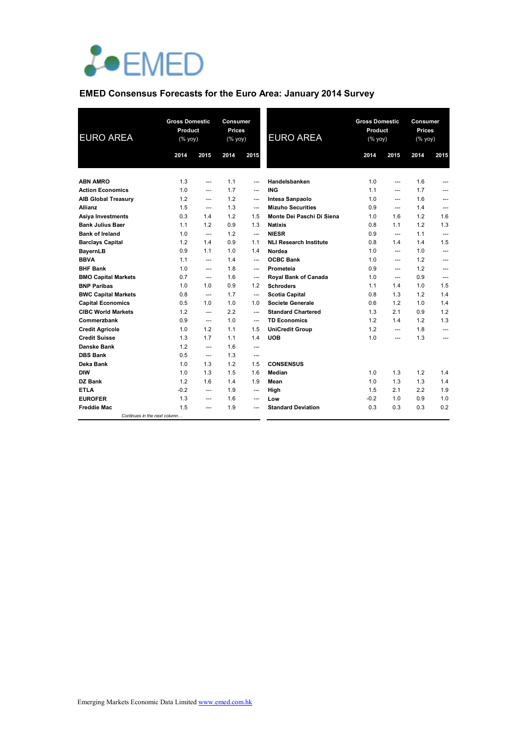EMED

## EMED Consensus Forecasts for the Euro Area: January 2014 Survey

| EURO AREA | Gross Domestic Product (% yoy) | | Consumer Prices (% yoy) | |
|---|---|---|---|---|
| | 2014 | 2015 | 2014 | 2015 |
| **ABN AMRO** | 1.3 | --- | 1.1 | --- |
| **Action Economics** | 1.0 | --- | 1.7 | --- |
| **AIB Global Treasury** | 1.2 | --- | 1.2 | --- |
| **Allianz** | 1.5 | --- | 1.3 | --- |
| **Asiya Investments** | 0.3 | 1.4 | 1.2 | 1.5 |
| **Bank Julius Baer** | 1.1 | 1.2 | 0.9 | 1.3 |
| **Bank of Ireland** | 1.0 | --- | 1.2 | --- |
| **Barclays Capital** | 1.2 | 1.4 | 0.9 | 1.1 |
| **BayernLB** | 0.9 | 1.1 | 1.0 | 1.4 |
| **BBVA** | 1.1 | --- | 1.4 | --- |
| **BHF Bank** | 1.0 | --- | 1.8 | --- |
| **BMO Capital Markets** | 0.7 | --- | 1.6 | --- |
| **BNP Paribas** | 1.0 | 1.0 | 0.9 | 1.2 |
| **BWC Capital Markets** | 0.8 | --- | 1.7 | --- |
| **Capital Economics** | 0.5 | 1.0 | 1.0 | 1.0 |
| **CIBC World Markets** | 1.2 | --- | 2.2 | --- |
| **Commerzbank** | 0.9 | --- | 1.0 | --- |
| **Credit Agricole** | 1.0 | 1.2 | 1.1 | 1.5 |
| **Credit Suisse** | 1.3 | 1.7 | 1.1 | 1.4 |
| **Danske Bank** | 1.2 | --- | 1.6 | --- |
| **DBS Bank** | 0.5 | --- | 1.3 | --- |
| **Deka Bank** | 1.0 | 1.3 | 1.2 | 1.5 |
| **DIW** | 1.0 | 1.3 | 1.5 | 1.6 |
| **DZ Bank** | 1.2 | 1.6 | 1.4 | 1.9 |
| **ETLA** | -0.2 | --- | 1.9 | --- |
| **EUROFER** | 1.3 | --- | 1.6 | --- |
| **Freddie Mac** | 1.5 | --- | 1.9 | --- |
| **Handelsbanken** | 1.0 | --- | 1.6 | --- |
| **ING** | 1.1 | --- | 1.7 | --- |
| **Intesa Sanpaolo** | 1.0 | --- | 1.6 | --- |
| **Mizuho Securities** | 0.9 | --- | 1.4 | --- |
| **Monte Dei Paschi Di Siena** | 1.0 | 1.6 | 1.2 | 1.6 |
| **Natixis** | 0.8 | 1.1 | 1.2 | 1.3 |
| **NIESR** | 0.9 | --- | 1.1 | --- |
| **NLI Research Institute** | 0.8 | 1.4 | 1.4 | 1.5 |
| **Nordea** | 1.0 | --- | 1.0 | --- |
| **OCBC Bank** | 1.0 | --- | 1.2 | --- |
| **Prometeia** | 0.9 | --- | 1.2 | --- |
| **Royal Bank of Canada** | 1.0 | --- | 0.9 | --- |
| **Schroders** | 1.1 | 1.4 | 1.0 | 1.5 |
| **Scotia Capital** | 0.8 | 1.3 | 1.2 | 1.4 |
| **Societe Generale** | 0.6 | 1.2 | 1.0 | 1.4 |
| **Standard Chartered** | 1.3 | 2.1 | 0.9 | 1.2 |
| **TD Economics** | 1.2 | 1.4 | 1.2 | 1.3 |
| **UniCredit Group** | 1.2 | --- | 1.8 | --- |
| **UOB** | 1.0 | --- | 1.3 | --- |
| **CONSENSUS** | | | | |
| **Median** | 1.0 | 1.3 | 1.2 | 1.4 |
| **Mean** | 1.0 | 1.3 | 1.3 | 1.4 |
| **High** | 1.5 | 2.1 | 2.2 | 1.9 |
| **Low** | -0.2 | 1.0 | 0.9 | 1.0 |
| **Standard Deviation** | 0.3 | 0.3 | 0.3 | 0.2 |

*Continues in the next column…*

Emerging Markets Economic Data Limited www.emed.com.hk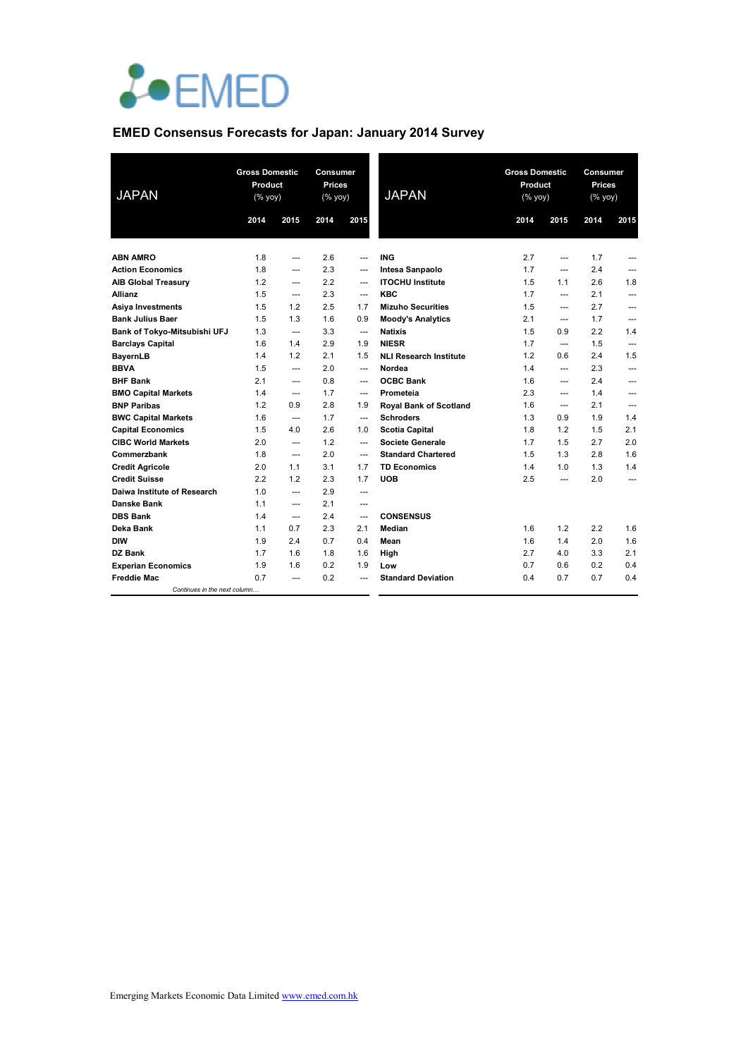# EMED Consensus Forecasts for Japan: January 2014 Survey

| JAPAN | Gross Domestic Product (% yoy) | | Consumer Prices (% yoy) | |
|---|---|---|---|---|
| | 2014 | 2015 | 2014 | 2015 |
| **ABN AMRO** | 1.8 | --- | 2.6 | --- |
| **Action Economics** | 1.8 | --- | 2.3 | --- |
| **AIB Global Treasury** | 1.2 | --- | 2.2 | --- |
| **Allianz** | 1.5 | --- | 2.3 | --- |
| **Asiya Investments** | 1.5 | 1.2 | 2.5 | 1.7 |
| **Bank Julius Baer** | 1.5 | 1.3 | 1.6 | 0.9 |
| **Bank of Tokyo-Mitsubishi UFJ** | 1.3 | --- | 3.3 | --- |
| **Barclays Capital** | 1.6 | 1.4 | 2.9 | 1.9 |
| **BayernLB** | 1.4 | 1.2 | 2.1 | 1.5 |
| **BBVA** | 1.5 | --- | 2.0 | --- |
| **BHF Bank** | 2.1 | --- | 0.8 | --- |
| **BMO Capital Markets** | 1.4 | --- | 1.7 | --- |
| **BNP Paribas** | 1.2 | 0.9 | 2.8 | 1.9 |
| **BWC Capital Markets** | 1.6 | --- | 1.7 | --- |
| **Capital Economics** | 1.5 | 4.0 | 2.6 | 1.0 |
| **CIBC World Markets** | 2.0 | --- | 1.2 | --- |
| **Commerzbank** | 1.8 | --- | 2.0 | --- |
| **Credit Agricole** | 2.0 | 1.1 | 3.1 | 1.7 |
| **Credit Suisse** | 2.2 | 1.2 | 2.3 | 1.7 |
| **Daiwa Institute of Research** | 1.0 | --- | 2.9 | --- |
| **Danske Bank** | 1.1 | --- | 2.1 | --- |
| **DBS Bank** | 1.4 | --- | 2.4 | --- |
| **Deka Bank** | 1.1 | 0.7 | 2.3 | 2.1 |
| **DIW** | 1.9 | 2.4 | 0.7 | 0.4 |
| **DZ Bank** | 1.7 | 1.6 | 1.8 | 1.6 |
| **Experian Economics** | 1.9 | 1.6 | 0.2 | 1.9 |
| **Freddie Mac** | 0.7 | --- | 0.2 | --- |
| **ING** | 2.7 | --- | 1.7 | --- |
| **Intesa Sanpaolo** | 1.7 | --- | 2.4 | --- |
| **ITOCHU Institute** | 1.5 | 1.1 | 2.6 | 1.8 |
| **KBC** | 1.7 | --- | 2.1 | --- |
| **Mizuho Securities** | 1.5 | --- | 2.7 | --- |
| **Moody's Analytics** | 2.1 | --- | 1.7 | --- |
| **Natixis** | 1.5 | 0.9 | 2.2 | 1.4 |
| **NIESR** | 1.7 | --- | 1.5 | --- |
| **NLI Research Institute** | 1.2 | 0.6 | 2.4 | 1.5 |
| **Nordea** | 1.4 | --- | 2.3 | --- |
| **OCBC Bank** | 1.6 | --- | 2.4 | --- |
| **Prometeia** | 2.3 | --- | 1.4 | --- |
| **Royal Bank of Scotland** | 1.6 | --- | 2.1 | --- |
| **Schroders** | 1.3 | 0.9 | 1.9 | 1.4 |
| **Scotia Capital** | 1.8 | 1.2 | 1.5 | 2.1 |
| **Societe Generale** | 1.7 | 1.5 | 2.7 | 2.0 |
| **Standard Chartered** | 1.5 | 1.3 | 2.8 | 1.6 |
| **TD Economics** | 1.4 | 1.0 | 1.3 | 1.4 |
| **UOB** | 2.5 | --- | 2.0 | --- |
| **CONSENSUS** | | | | |
| **Median** | 1.6 | 1.2 | 2.2 | 1.6 |
| **Mean** | 1.6 | 1.4 | 2.0 | 1.6 |
| **High** | 2.7 | 4.0 | 3.3 | 2.1 |
| **Low** | 0.7 | 0.6 | 0.2 | 0.4 |
| **Standard Deviation** | 0.4 | 0.7 | 0.7 | 0.4 |

Emerging Markets Economic Data Limited www.emed.com.hk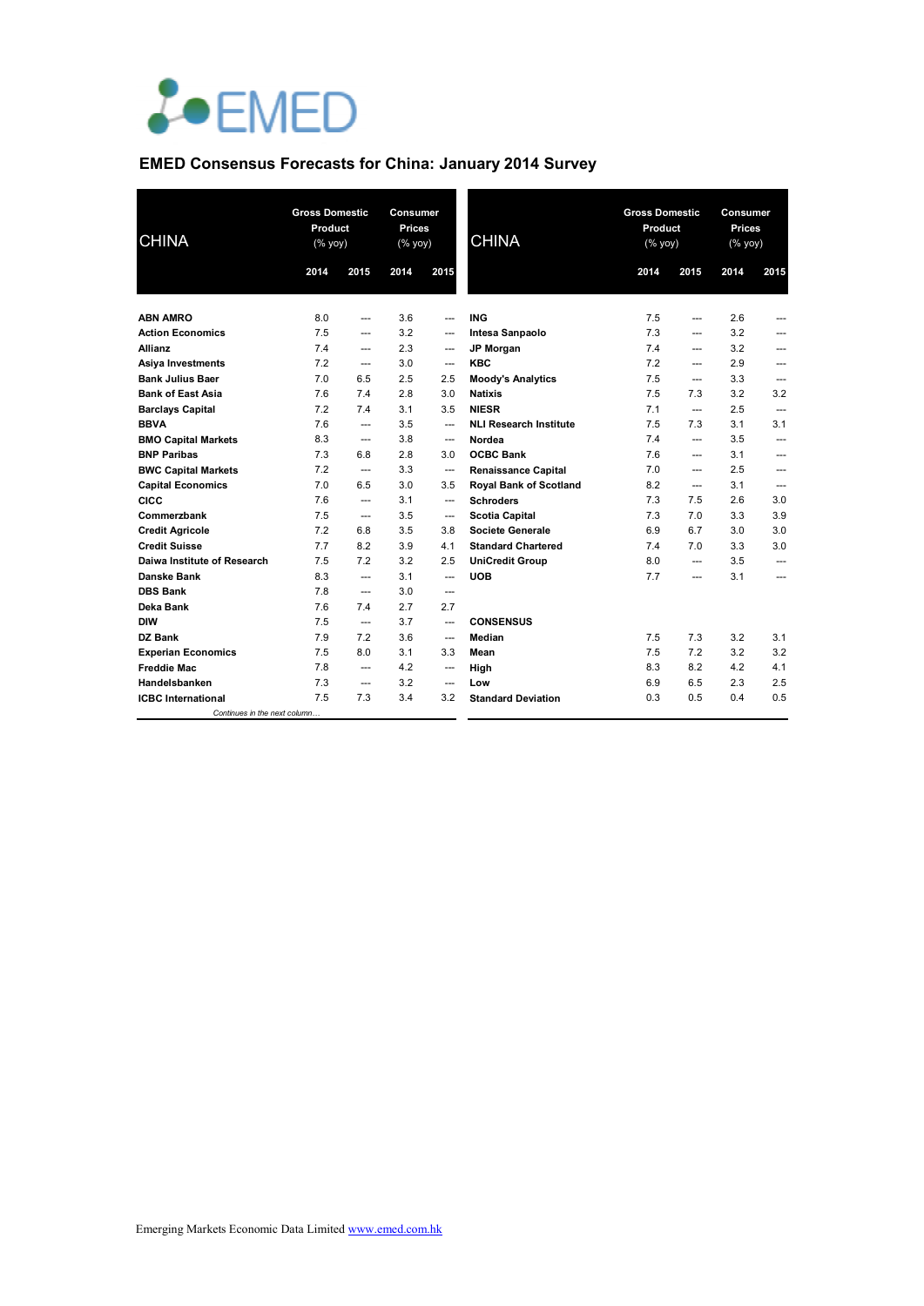EMED

# EMED Consensus Forecasts for China: January 2014 Survey

| CHINA | Gross Domestic Product (% yoy) | | Consumer Prices (% yoy) | |
|---|---|---|---|---|
| | 2014 | 2015 | 2014 | 2015 |
| **ABN AMRO** | 8.0 | --- | 3.6 | --- |
| **Action Economics** | 7.5 | --- | 3.2 | --- |
| **Allianz** | 7.4 | --- | 2.3 | --- |
| **Asiya Investments** | 7.2 | --- | 3.0 | --- |
| **Bank Julius Baer** | 7.0 | 6.5 | 2.5 | 2.5 |
| **Bank of East Asia** | 7.6 | 7.4 | 2.8 | 3.0 |
| **Barclays Capital** | 7.2 | 7.4 | 3.1 | 3.5 |
| **BBVA** | 7.6 | --- | 3.5 | --- |
| **BMO Capital Markets** | 8.3 | --- | 3.8 | --- |
| **BNP Paribas** | 7.3 | 6.8 | 2.8 | 3.0 |
| **BWC Capital Markets** | 7.2 | --- | 3.3 | --- |
| **Capital Economics** | 7.0 | 6.5 | 3.0 | 3.5 |
| **CICC** | 7.6 | --- | 3.1 | --- |
| **Commerzbank** | 7.5 | --- | 3.5 | --- |
| **Credit Agricole** | 7.2 | 6.8 | 3.5 | 3.8 |
| **Credit Suisse** | 7.7 | 8.2 | 3.9 | 4.1 |
| **Daiwa Institute of Research** | 7.5 | 7.2 | 3.2 | 2.5 |
| **Danske Bank** | 8.3 | --- | 3.1 | --- |
| **DBS Bank** | 7.8 | --- | 3.0 | --- |
| **Deka Bank** | 7.6 | 7.4 | 2.7 | 2.7 |
| **DIW** | 7.5 | --- | 3.7 | --- |
| **DZ Bank** | 7.9 | 7.2 | 3.6 | --- |
| **Experian Economics** | 7.5 | 8.0 | 3.1 | 3.3 |
| **Freddie Mac** | 7.8 | --- | 4.2 | --- |
| **Handelsbanken** | 7.3 | --- | 3.2 | --- |
| **ICBC International** | 7.5 | 7.3 | 3.4 | 3.2 |
| **ING** | 7.5 | --- | 2.6 | --- |
| **Intesa Sanpaolo** | 7.3 | --- | 3.2 | --- |
| **JP Morgan** | 7.4 | --- | 3.2 | --- |
| **KBC** | 7.2 | --- | 2.9 | --- |
| **Moody's Analytics** | 7.5 | --- | 3.3 | --- |
| **Natixis** | 7.5 | 7.3 | 3.2 | 3.2 |
| **NIESR** | 7.1 | --- | 2.5 | --- |
| **NLI Research Institute** | 7.5 | 7.3 | 3.1 | 3.1 |
| **Nordea** | 7.4 | --- | 3.5 | --- |
| **OCBC Bank** | 7.6 | --- | 3.1 | --- |
| **Renaissance Capital** | 7.0 | --- | 2.5 | --- |
| **Royal Bank of Scotland** | 8.2 | --- | 3.1 | --- |
| **Schroders** | 7.3 | 7.5 | 2.6 | 3.0 |
| **Scotia Capital** | 7.3 | 7.0 | 3.3 | 3.9 |
| **Societe Generale** | 6.9 | 6.7 | 3.0 | 3.0 |
| **Standard Chartered** | 7.4 | 7.0 | 3.3 | 3.0 |
| **UniCredit Group** | 8.0 | --- | 3.5 | --- |
| **UOB** | 7.7 | --- | 3.1 | --- |
| **CONSENSUS** | | | | |
| **Median** | 7.5 | 7.3 | 3.2 | 3.1 |
| **Mean** | 7.5 | 7.2 | 3.2 | 3.2 |
| **High** | 8.3 | 8.2 | 4.2 | 4.1 |
| **Low** | 6.9 | 6.5 | 2.3 | 2.5 |
| **Standard Deviation** | 0.3 | 0.5 | 0.4 | 0.5 |

*Continues in the next column…*

Emerging Markets Economic Data Limited www.emed.com.hk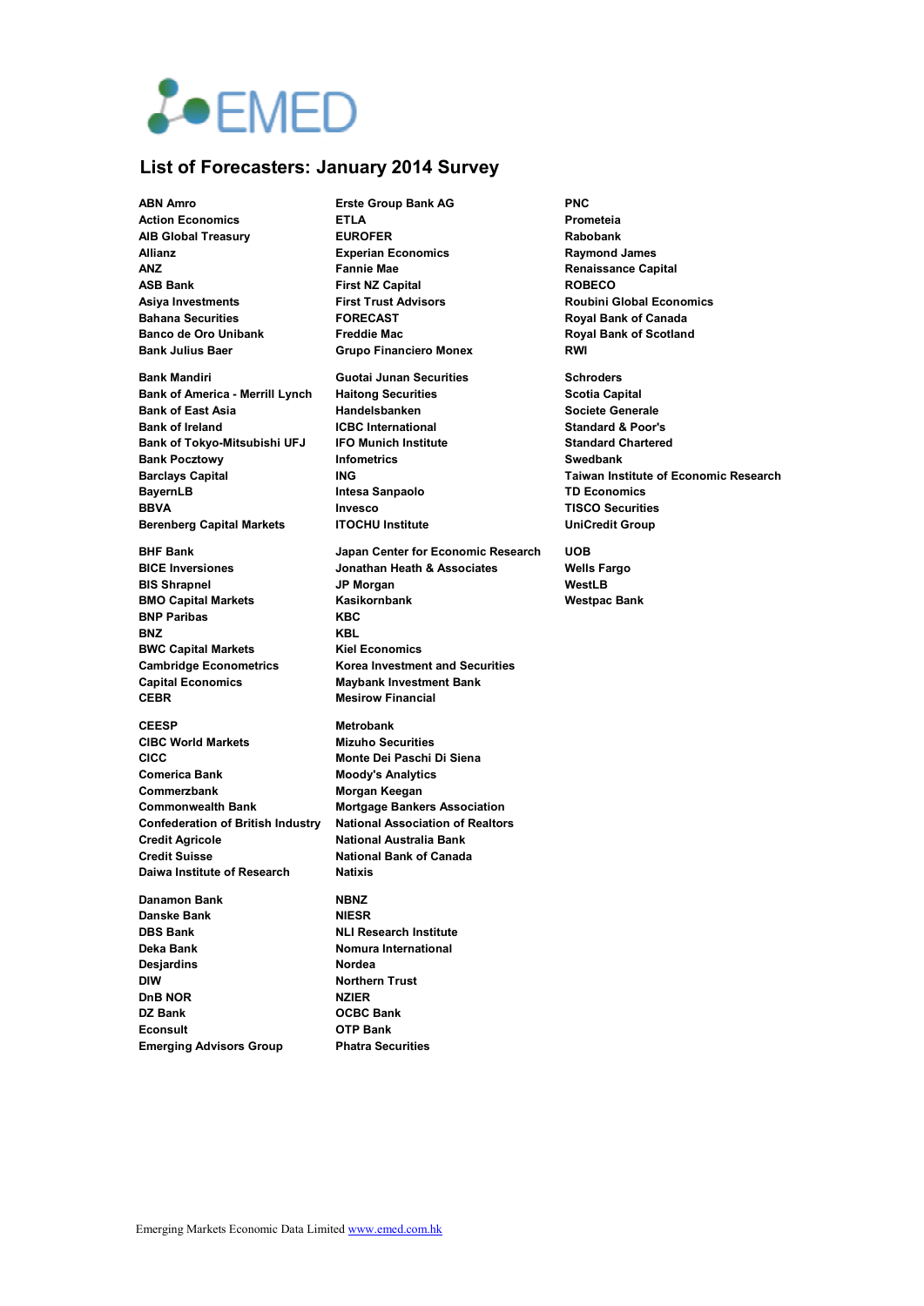EMED

## List of Forecasters: January 2014 Survey

ABN Amro
Action Economics
AIB Global Treasury
Allianz
ANZ
ASB Bank
Asiya Investments
Bahana Securities
Banco de Oro Unibank
Bank Julius Baer

Bank Mandiri
Bank of America - Merrill Lynch
Bank of East Asia
Bank of Ireland
Bank of Tokyo-Mitsubishi UFJ
Bank Pocztowy
Barclays Capital
BayernLB
BBVA
Berenberg Capital Markets

BHF Bank
BICE Inversiones
BIS Shrapnel
BMO Capital Markets
BNP Paribas
BNZ
BWC Capital Markets
Cambridge Econometrics
Capital Economics
CEBR

CEESP
CIBC World Markets
CICC
Comerica Bank
Commerzbank
Commonwealth Bank
Confederation of British Industry
Credit Agricole
Credit Suisse
Daiwa Institute of Research

Danamon Bank
Danske Bank
DBS Bank
Deka Bank
Desjardins
DIW
DnB NOR
DZ Bank
Econsult
Emerging Advisors Group

Erste Group Bank AG
ETLA
EUROFER
Experian Economics
Fannie Mae
First NZ Capital
First Trust Advisors
FORECAST
Freddie Mac
Grupo Financiero Monex

Guotai Junan Securities
Haitong Securities
Handelsbanken
ICBC International
IFO Munich Institute
Infometrics
ING
Intesa Sanpaolo
Invesco
ITOCHU Institute

Japan Center for Economic Research
Jonathan Heath & Associates
JP Morgan
Kasikornbank
KBC
KBL
Kiel Economics
Korea Investment and Securities
Maybank Investment Bank
Mesirow Financial

Metrobank
Mizuho Securities
Monte Dei Paschi Di Siena
Moody's Analytics
Morgan Keegan
Mortgage Bankers Association
National Association of Realtors
National Australia Bank
National Bank of Canada
Natixis

NBNZ
NIESR
NLI Research Institute
Nomura International
Nordea
Northern Trust
NZIER
OCBC Bank
OTP Bank
Phatra Securities

PNC
Prometeia
Rabobank
Raymond James
Renaissance Capital
ROBECO
Roubini Global Economics
Royal Bank of Canada
Royal Bank of Scotland
RWI

Schroders
Scotia Capital
Societe Generale
Standard & Poor's
Standard Chartered
Swedbank
Taiwan Institute of Economic Research
TD Economics
TISCO Securities
UniCredit Group

UOB
Wells Fargo
WestLB
Westpac Bank

Emerging Markets Economic Data Limited www.emed.com.hk